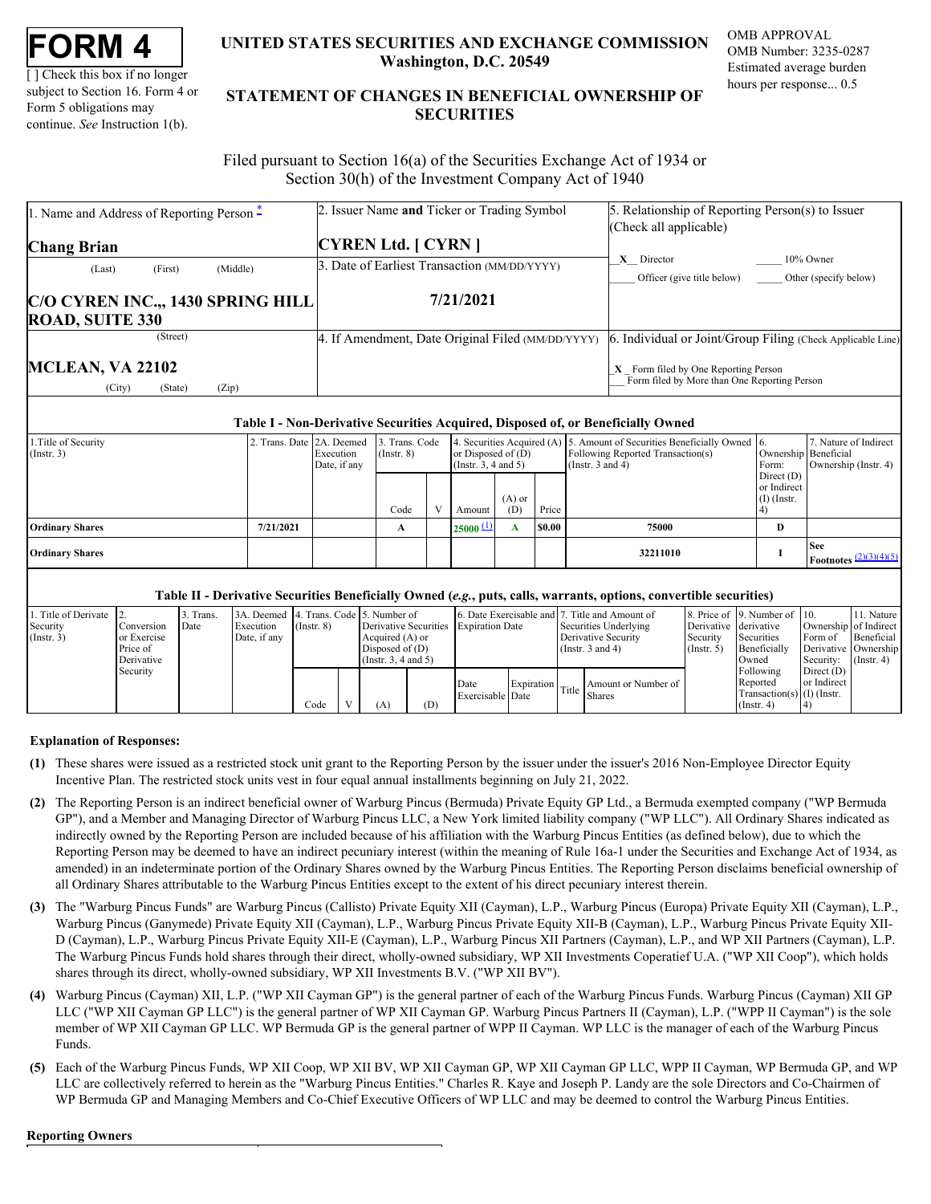# FORM 4

[ ] Check this box if no longer subject to Section 16. Form 4 or Form 5 obligations may continue. *See* Instruction 1(b).

**UNITED STATES SECURITIES AND EXCHANGE COMMISSION**
**Washington, D.C. 20549**

OMB APPROVAL
OMB Number: 3235-0287
Estimated average burden hours per response... 0.5

## STATEMENT OF CHANGES IN BENEFICIAL OWNERSHIP OF SECURITIES

Filed pursuant to Section 16(a) of the Securities Exchange Act of 1934 or Section 30(h) of the Investment Company Act of 1940

| 1. Name and Address of Reporting Person * | 2. Issuer Name **and** Ticker or Trading Symbol | 5. Relationship of Reporting Person(s) to Issuer (Check all applicable) |
|---|---|---|
| **Chang Brian** (Last) (First) (Middle) | **CYREN Ltd. [ CYRN ]** | X Director ___ 10% Owner ___ Officer (give title below) ___ Other (specify below) |
| **C/O CYREN INC.,, 1430 SPRING HILL ROAD, SUITE 330** (Street) | 3. Date of Earliest Transaction (MM/DD/YYYY) **7/21/2021** | |
| **MCLEAN, VA 22102** (City) (State) (Zip) | 4. If Amendment, Date Original Filed (MM/DD/YYYY) | 6. Individual or Joint/Group Filing (Check Applicable Line) X Form filed by One Reporting Person ___ Form filed by More than One Reporting Person |

### Table I - Non-Derivative Securities Acquired, Disposed of, or Beneficially Owned

| 1.Title of Security (Instr. 3) | 2. Trans. Date | 2A. Deemed Execution Date, if any | 3. Trans. Code (Instr. 8) Code | V | 4. Securities Acquired (A) or Disposed of (D) (Instr. 3, 4 and 5) Amount | (A) or (D) | Price | 5. Amount of Securities Beneficially Owned Following Reported Transaction(s) (Instr. 3 and 4) | 6. Ownership Form: Direct (D) or Indirect (I) (Instr. 4) | 7. Nature of Indirect Beneficial Ownership (Instr. 4) |
|---|---|---|---|---|---|---|---|---|---|---|
| **Ordinary Shares** | **7/21/2021** | | **A** | | **25000** (1) | **A** | **$0.00** | **75000** | **D** | |
| **Ordinary Shares** | | | | | | | | **32211010** | **I** | **See Footnotes** (2)(3)(4)(5) |

### Table II - Derivative Securities Beneficially Owned (*e.g.*, puts, calls, warrants, options, convertible securities)

| 1. Title of Derivate Security (Instr. 3) | 2. Conversion or Exercise Price of Derivative Security | 3. Trans. Date | 3A. Deemed Execution Date, if any | 4. Trans. Code (Instr. 8) Code | V | 5. Number of Derivative Securities Acquired (A) or Disposed of (D) (Instr. 3, 4 and 5) (A) | (D) | 6. Date Exercisable and Expiration Date: Date Exercisable | Expiration Date | 7. Title and Amount of Securities Underlying Derivative Security (Instr. 3 and 4): Title | Amount or Number of Shares | 8. Price of Derivative Security (Instr. 5) | 9. Number of derivative Securities Beneficially Owned Following Reported Transaction(s) (Instr. 4) | 10. Ownership Form of Derivative Security: Direct (D) or Indirect (I) (Instr. 4) | 11. Nature of Indirect Beneficial Ownership (Instr. 4) |
|---|---|---|---|---|---|---|---|---|---|---|---|---|---|---|---|

**Explanation of Responses:**

**(1)** These shares were issued as a restricted stock unit grant to the Reporting Person by the issuer under the issuer's 2016 Non-Employee Director Equity Incentive Plan. The restricted stock units vest in four equal annual installments beginning on July 21, 2022.

**(2)** The Reporting Person is an indirect beneficial owner of Warburg Pincus (Bermuda) Private Equity GP Ltd., a Bermuda exempted company ("WP Bermuda GP"), and a Member and Managing Director of Warburg Pincus LLC, a New York limited liability company ("WP LLC"). All Ordinary Shares indicated as indirectly owned by the Reporting Person are included because of his affiliation with the Warburg Pincus Entities (as defined below), due to which the Reporting Person may be deemed to have an indirect pecuniary interest (within the meaning of Rule 16a-1 under the Securities and Exchange Act of 1934, as amended) in an indeterminate portion of the Ordinary Shares owned by the Warburg Pincus Entities. The Reporting Person disclaims beneficial ownership of all Ordinary Shares attributable to the Warburg Pincus Entities except to the extent of his direct pecuniary interest therein.

**(3)** The "Warburg Pincus Funds" are Warburg Pincus (Callisto) Private Equity XII (Cayman), L.P., Warburg Pincus (Europa) Private Equity XII (Cayman), L.P., Warburg Pincus (Ganymede) Private Equity XII (Cayman), L.P., Warburg Pincus Private Equity XII-B (Cayman), L.P., Warburg Pincus Private Equity XII-D (Cayman), L.P., Warburg Pincus Private Equity XII-E (Cayman), L.P., Warburg Pincus XII Partners (Cayman), L.P., and WP XII Partners (Cayman), L.P. The Warburg Pincus Funds hold shares through their direct, wholly-owned subsidiary, WP XII Investments Coperatief U.A. ("WP XII Coop"), which holds shares through its direct, wholly-owned subsidiary, WP XII Investments B.V. ("WP XII BV").

**(4)** Warburg Pincus (Cayman) XII, L.P. ("WP XII Cayman GP") is the general partner of each of the Warburg Pincus Funds. Warburg Pincus (Cayman) XII GP LLC ("WP XII Cayman GP LLC") is the general partner of WP XII Cayman GP. Warburg Pincus Partners II (Cayman), L.P. ("WPP II Cayman") is the sole member of WP XII Cayman GP LLC. WP Bermuda GP is the general partner of WPP II Cayman. WP LLC is the manager of each of the Warburg Pincus Funds.

**(5)** Each of the Warburg Pincus Funds, WP XII Coop, WP XII BV, WP XII Cayman GP, WP XII Cayman GP LLC, WPP II Cayman, WP Bermuda GP, and WP LLC are collectively referred to herein as the "Warburg Pincus Entities." Charles R. Kaye and Joseph P. Landy are the sole Directors and Co-Chairmen of WP Bermuda GP and Managing Members and Co-Chief Executive Officers of WP LLC and may be deemed to control the Warburg Pincus Entities.

**Reporting Owners**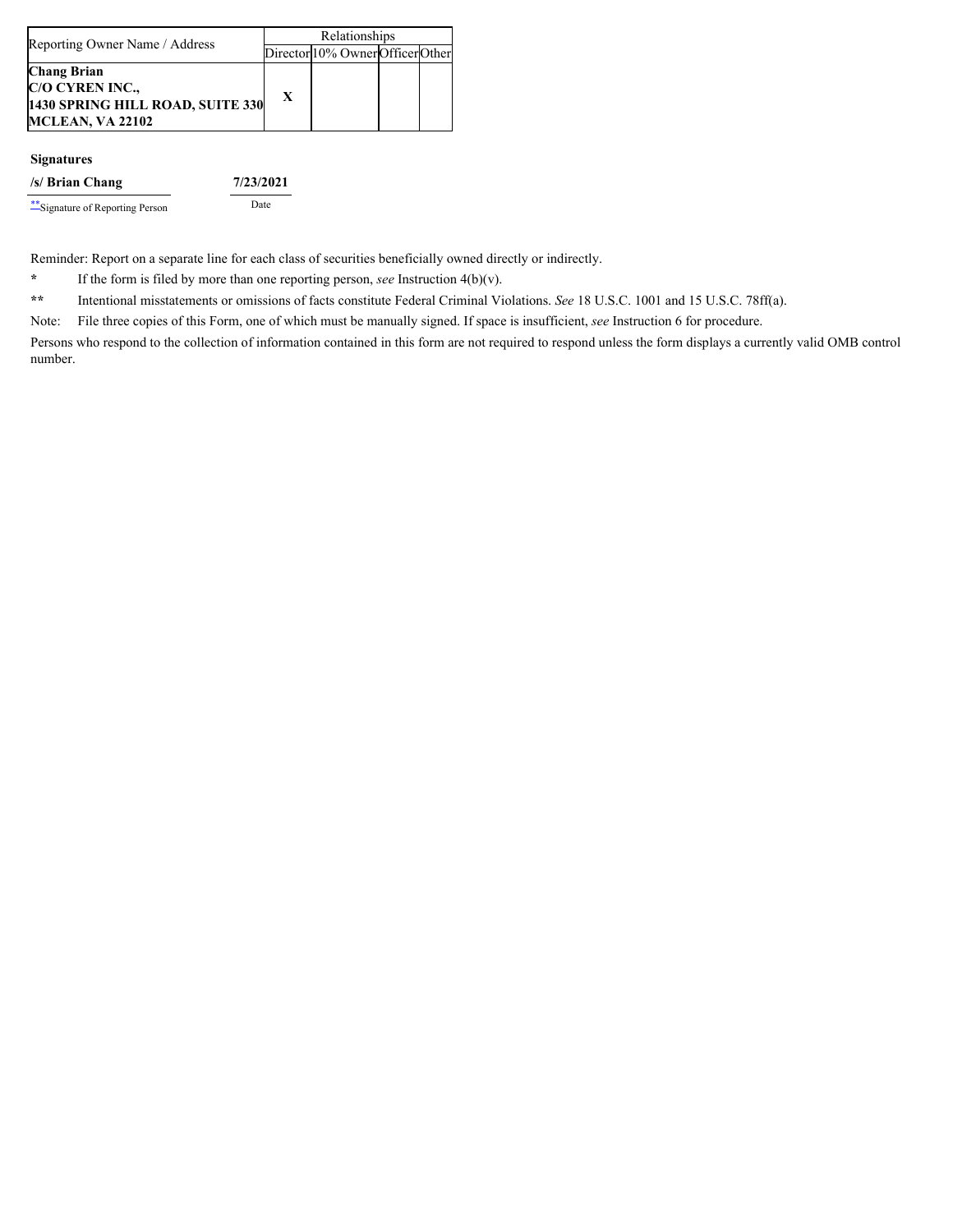| Reporting Owner Name / Address | Relationships | | | |
| --- | --- | --- | --- | --- |
| | Director | 10% Owner | Officer | Other |
| **Chang Brian**<br>**C/O CYREN INC.,**<br>**1430 SPRING HILL ROAD, SUITE 330**<br>**MCLEAN, VA 22102** | X | | | |

**Signatures**

| | |
| --- | --- |
| **/s/ Brian Chang** | **7/23/2021** |
| **Signature of Reporting Person | Date |

Reminder: Report on a separate line for each class of securities beneficially owned directly or indirectly.

\* If the form is filed by more than one reporting person, *see* Instruction 4(b)(v).

\*\* Intentional misstatements or omissions of facts constitute Federal Criminal Violations. *See* 18 U.S.C. 1001 and 15 U.S.C. 78ff(a).

Note: File three copies of this Form, one of which must be manually signed. If space is insufficient, *see* Instruction 6 for procedure.

Persons who respond to the collection of information contained in this form are not required to respond unless the form displays a currently valid OMB control number.